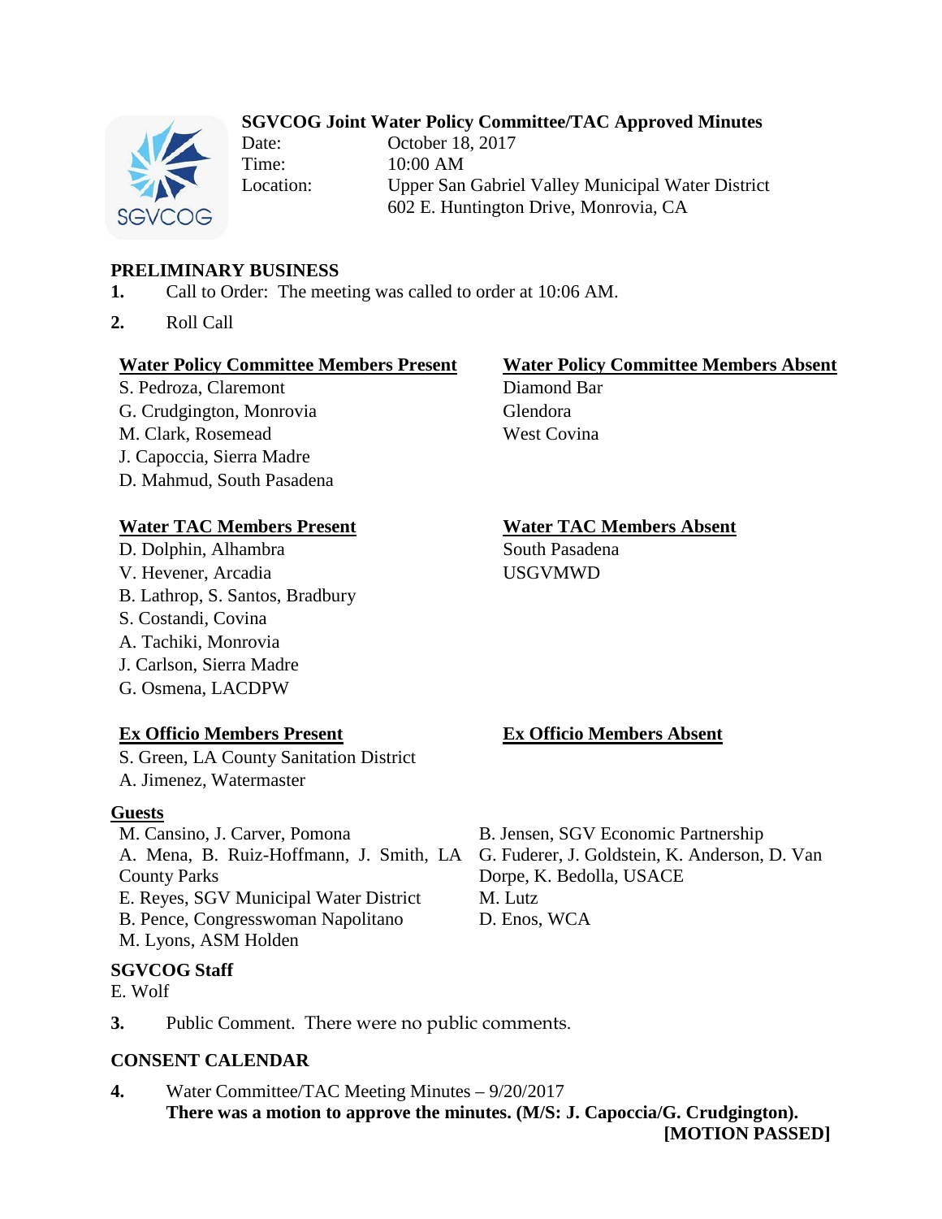# SGVCOG Joint Water Policy Committee/TAC Approved Minutes

Date: October 18, 2017
Time: 10:00 AM
Location: Upper San Gabriel Valley Municipal Water District
602 E. Huntington Drive, Monrovia, CA

## PRELIMINARY BUSINESS

1. Call to Order: The meeting was called to order at 10:06 AM.
2. Roll Call

**Water Policy Committee Members Present**
S. Pedroza, Claremont
G. Crudgington, Monrovia
M. Clark, Rosemead
J. Capoccia, Sierra Madre
D. Mahmud, South Pasadena

**Water Policy Committee Members Absent**
Diamond Bar
Glendora
West Covina

**Water TAC Members Present**
D. Dolphin, Alhambra
V. Hevener, Arcadia
B. Lathrop, S. Santos, Bradbury
S. Costandi, Covina
A. Tachiki, Monrovia
J. Carlson, Sierra Madre
G. Osmena, LACDPW

**Water TAC Members Absent**
South Pasadena
USGVMWD

**Ex Officio Members Present**
S. Green, LA County Sanitation District
A. Jimenez, Watermaster

**Ex Officio Members Absent**

**Guests**
M. Cansino, J. Carver, Pomona
A. Mena, B. Ruiz-Hoffmann, J. Smith, LA County Parks
E. Reyes, SGV Municipal Water District
B. Pence, Congresswoman Napolitano
M. Lyons, ASM Holden
B. Jensen, SGV Economic Partnership
G. Fuderer, J. Goldstein, K. Anderson, D. Van Dorpe, K. Bedolla, USACE
M. Lutz
D. Enos, WCA

**SGVCOG Staff**
E. Wolf

3. Public Comment. There were no public comments.

## CONSENT CALENDAR

4. Water Committee/TAC Meeting Minutes – 9/20/2017
**There was a motion to approve the minutes. (M/S: J. Capoccia/G. Crudgington).**
**[MOTION PASSED]**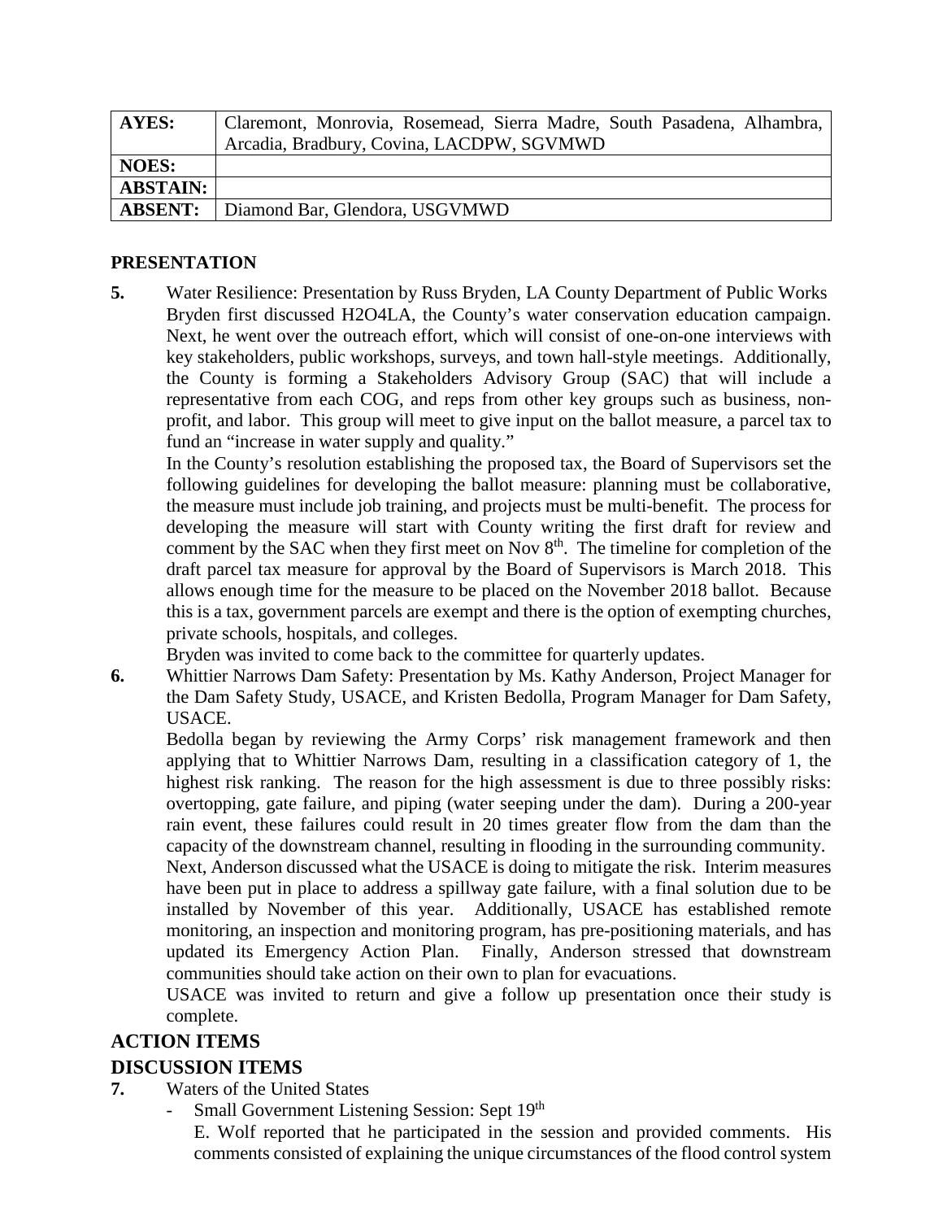| AYES: | Claremont, Monrovia, Rosemead, Sierra Madre, South Pasadena, Alhambra, Arcadia, Bradbury, Covina, LACDPW, SGVMWD |
|---|---|
| NOES: | |
| ABSTAIN: | |
| ABSENT: | Diamond Bar, Glendora, USGVMWD |

## PRESENTATION

**5.** Water Resilience: Presentation by Russ Bryden, LA County Department of Public Works

Bryden first discussed H2O4LA, the County's water conservation education campaign. Next, he went over the outreach effort, which will consist of one-on-one interviews with key stakeholders, public workshops, surveys, and town hall-style meetings. Additionally, the County is forming a Stakeholders Advisory Group (SAC) that will include a representative from each COG, and reps from other key groups such as business, non-profit, and labor. This group will meet to give input on the ballot measure, a parcel tax to fund an "increase in water supply and quality."

In the County's resolution establishing the proposed tax, the Board of Supervisors set the following guidelines for developing the ballot measure: planning must be collaborative, the measure must include job training, and projects must be multi-benefit. The process for developing the measure will start with County writing the first draft for review and comment by the SAC when they first meet on Nov 8th. The timeline for completion of the draft parcel tax measure for approval by the Board of Supervisors is March 2018. This allows enough time for the measure to be placed on the November 2018 ballot. Because this is a tax, government parcels are exempt and there is the option of exempting churches, private schools, hospitals, and colleges.

Bryden was invited to come back to the committee for quarterly updates.

**6.** Whittier Narrows Dam Safety: Presentation by Ms. Kathy Anderson, Project Manager for the Dam Safety Study, USACE, and Kristen Bedolla, Program Manager for Dam Safety, USACE.

Bedolla began by reviewing the Army Corps' risk management framework and then applying that to Whittier Narrows Dam, resulting in a classification category of 1, the highest risk ranking. The reason for the high assessment is due to three possibly risks: overtopping, gate failure, and piping (water seeping under the dam). During a 200-year rain event, these failures could result in 20 times greater flow from the dam than the capacity of the downstream channel, resulting in flooding in the surrounding community.

Next, Anderson discussed what the USACE is doing to mitigate the risk. Interim measures have been put in place to address a spillway gate failure, with a final solution due to be installed by November of this year. Additionally, USACE has established remote monitoring, an inspection and monitoring program, has pre-positioning materials, and has updated its Emergency Action Plan. Finally, Anderson stressed that downstream communities should take action on their own to plan for evacuations.

USACE was invited to return and give a follow up presentation once their study is complete.

## ACTION ITEMS

## DISCUSSION ITEMS

**7.** Waters of the United States

- Small Government Listening Session: Sept 19th

  E. Wolf reported that he participated in the session and provided comments. His comments consisted of explaining the unique circumstances of the flood control system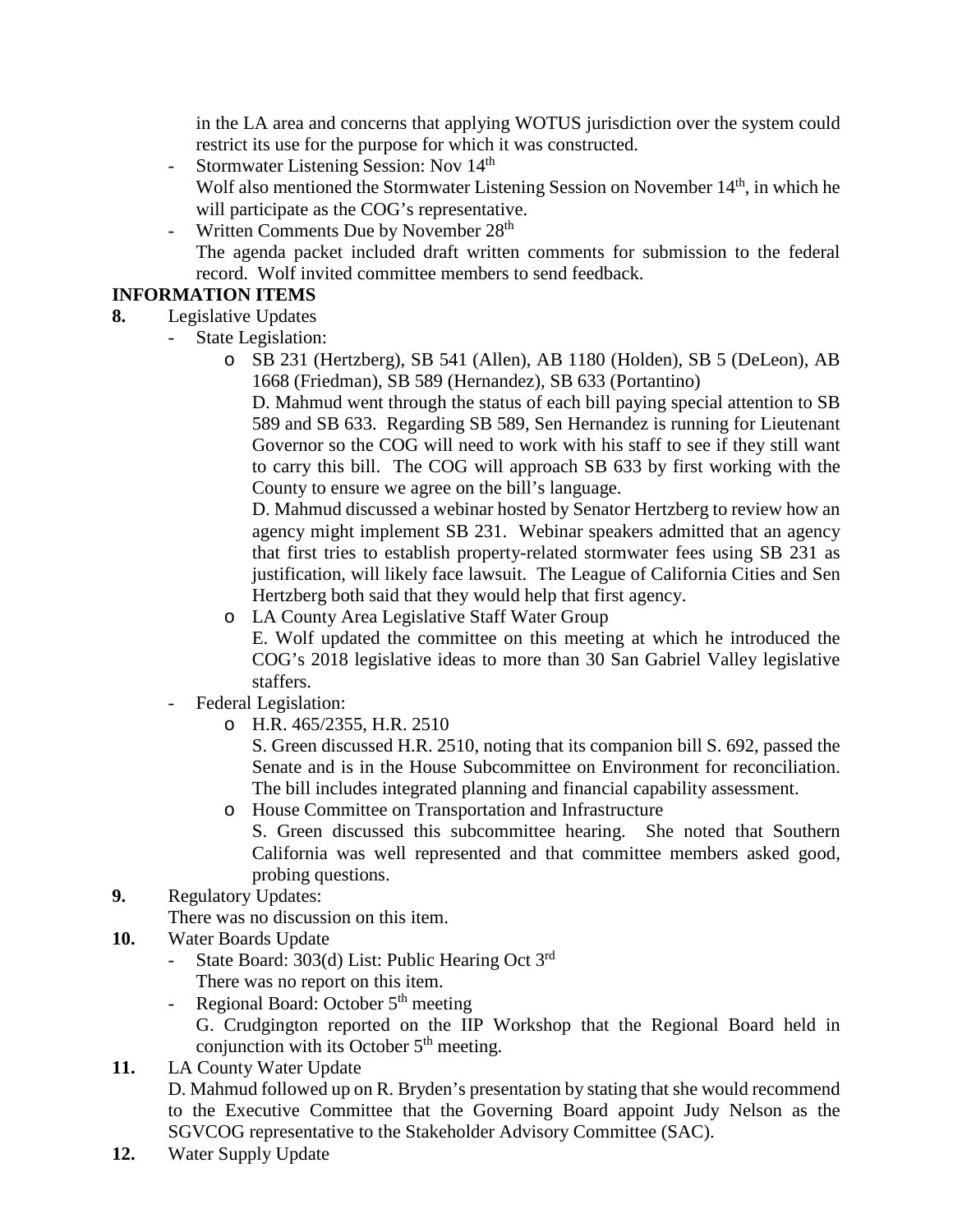in the LA area and concerns that applying WOTUS jurisdiction over the system could restrict its use for the purpose for which it was constructed.

- Stormwater Listening Session: Nov 14th
  Wolf also mentioned the Stormwater Listening Session on November 14th, in which he will participate as the COG's representative.
- Written Comments Due by November 28th
  The agenda packet included draft written comments for submission to the federal record. Wolf invited committee members to send feedback.

**INFORMATION ITEMS**

**8.** Legislative Updates

- State Legislation:
  - SB 231 (Hertzberg), SB 541 (Allen), AB 1180 (Holden), SB 5 (DeLeon), AB 1668 (Friedman), SB 589 (Hernandez), SB 633 (Portantino)
    D. Mahmud went through the status of each bill paying special attention to SB 589 and SB 633. Regarding SB 589, Sen Hernandez is running for Lieutenant Governor so the COG will need to work with his staff to see if they still want to carry this bill. The COG will approach SB 633 by first working with the County to ensure we agree on the bill's language.
    D. Mahmud discussed a webinar hosted by Senator Hertzberg to review how an agency might implement SB 231. Webinar speakers admitted that an agency that first tries to establish property-related stormwater fees using SB 231 as justification, will likely face lawsuit. The League of California Cities and Sen Hertzberg both said that they would help that first agency.
  - LA County Area Legislative Staff Water Group
    E. Wolf updated the committee on this meeting at which he introduced the COG's 2018 legislative ideas to more than 30 San Gabriel Valley legislative staffers.
- Federal Legislation:
  - H.R. 465/2355, H.R. 2510
    S. Green discussed H.R. 2510, noting that its companion bill S. 692, passed the Senate and is in the House Subcommittee on Environment for reconciliation. The bill includes integrated planning and financial capability assessment.
  - House Committee on Transportation and Infrastructure
    S. Green discussed this subcommittee hearing. She noted that Southern California was well represented and that committee members asked good, probing questions.

**9.** Regulatory Updates:
There was no discussion on this item.

**10.** Water Boards Update

- State Board: 303(d) List: Public Hearing Oct 3rd
  There was no report on this item.
- Regional Board: October 5th meeting
  G. Crudgington reported on the IIP Workshop that the Regional Board held in conjunction with its October 5th meeting.

**11.** LA County Water Update
D. Mahmud followed up on R. Bryden's presentation by stating that she would recommend to the Executive Committee that the Governing Board appoint Judy Nelson as the SGVCOG representative to the Stakeholder Advisory Committee (SAC).

**12.** Water Supply Update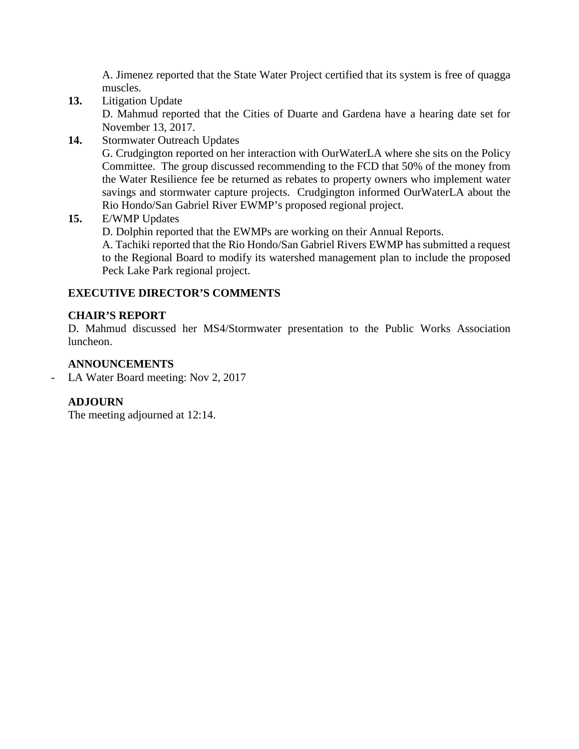A. Jimenez reported that the State Water Project certified that its system is free of quagga muscles.

**13.** Litigation Update

D. Mahmud reported that the Cities of Duarte and Gardena have a hearing date set for November 13, 2017.

**14.** Stormwater Outreach Updates

G. Crudgington reported on her interaction with OurWaterLA where she sits on the Policy Committee. The group discussed recommending to the FCD that 50% of the money from the Water Resilience fee be returned as rebates to property owners who implement water savings and stormwater capture projects. Crudgington informed OurWaterLA about the Rio Hondo/San Gabriel River EWMP's proposed regional project.

**15.** E/WMP Updates

D. Dolphin reported that the EWMPs are working on their Annual Reports.

A. Tachiki reported that the Rio Hondo/San Gabriel Rivers EWMP has submitted a request to the Regional Board to modify its watershed management plan to include the proposed Peck Lake Park regional project.

**EXECUTIVE DIRECTOR'S COMMENTS**

**CHAIR'S REPORT**

D. Mahmud discussed her MS4/Stormwater presentation to the Public Works Association luncheon.

**ANNOUNCEMENTS**

- LA Water Board meeting: Nov 2, 2017

**ADJOURN**

The meeting adjourned at 12:14.